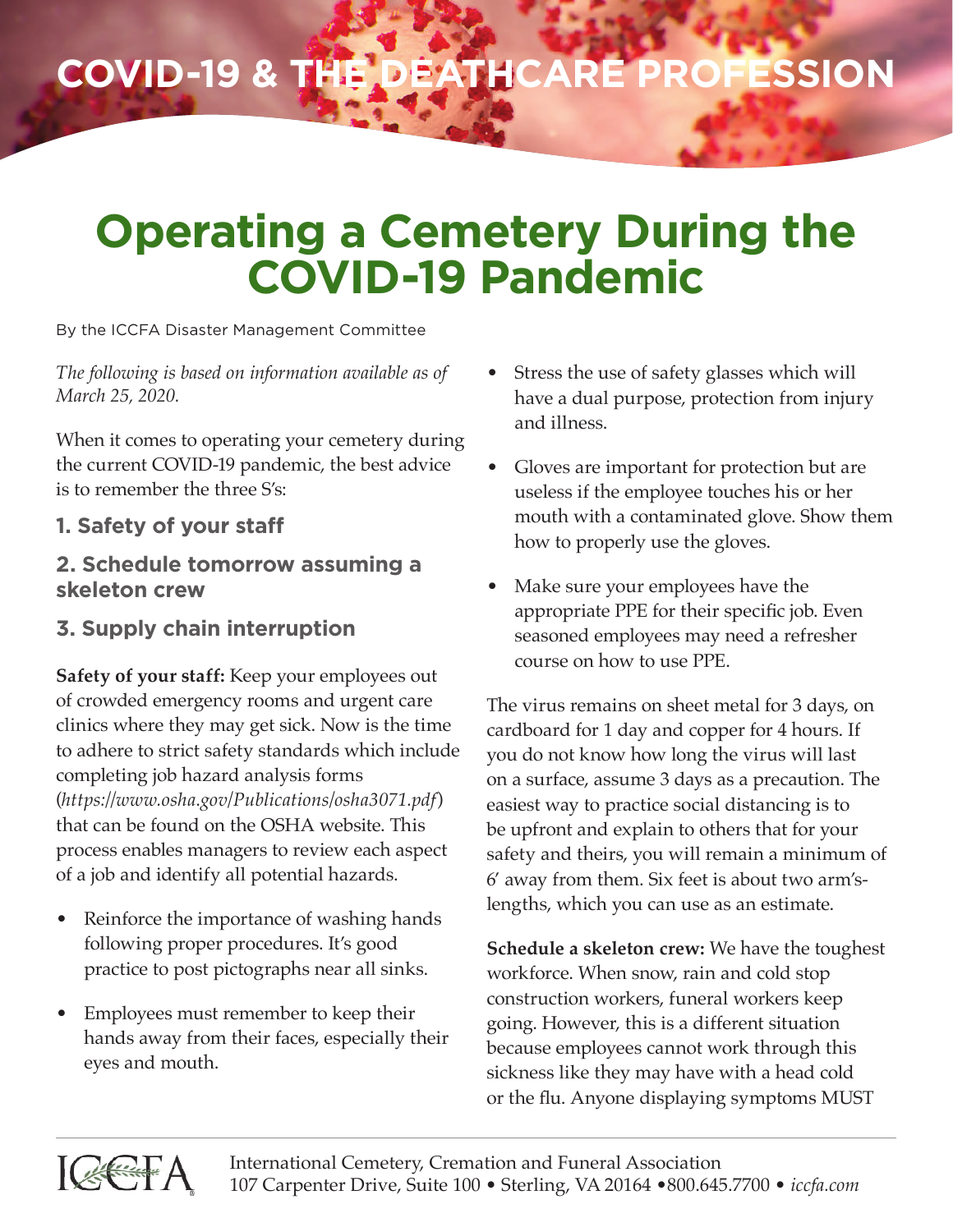# COVID-19 & THE DEATHCARE PROFESSION

# Operating a Cemetery During the COVID-19 Pandemic

By the ICCFA Disaster Management Committee

*The following is based on information available as of March 25, 2020.*

When it comes to operating your cemetery during the current COVID-19 pandemic, the best advice is to remember the three S's:

### 1. Safety of your staff

### 2. Schedule tomorrow assuming a skeleton crew

### 3. Supply chain interruption

**Safety of your staff:** Keep your employees out of crowded emergency rooms and urgent care clinics where they may get sick. Now is the time to adhere to strict safety standards which include completing job hazard analysis forms (*https://www.osha.gov/Publications/osha3071.pdf*) that can be found on the OSHA website. This process enables managers to review each aspect of a job and identify all potential hazards.

- Reinforce the importance of washing hands following proper procedures. It's good practice to post pictographs near all sinks.
- Employees must remember to keep their hands away from their faces, especially their eyes and mouth.
- Stress the use of safety glasses which will have a dual purpose, protection from injury and illness.
- Gloves are important for protection but are useless if the employee touches his or her mouth with a contaminated glove. Show them how to properly use the gloves.
- Make sure your employees have the appropriate PPE for their specific job. Even seasoned employees may need a refresher course on how to use PPE.

The virus remains on sheet metal for 3 days, on cardboard for 1 day and copper for 4 hours. If you do not know how long the virus will last on a surface, assume 3 days as a precaution. The easiest way to practice social distancing is to be upfront and explain to others that for your safety and theirs, you will remain a minimum of 6′ away from them. Six feet is about two arm's-lengths, which you can use as an estimate.

**Schedule a skeleton crew:** We have the toughest workforce. When snow, rain and cold stop construction workers, funeral workers keep going. However, this is a different situation because employees cannot work through this sickness like they may have with a head cold or the flu. Anyone displaying symptoms MUST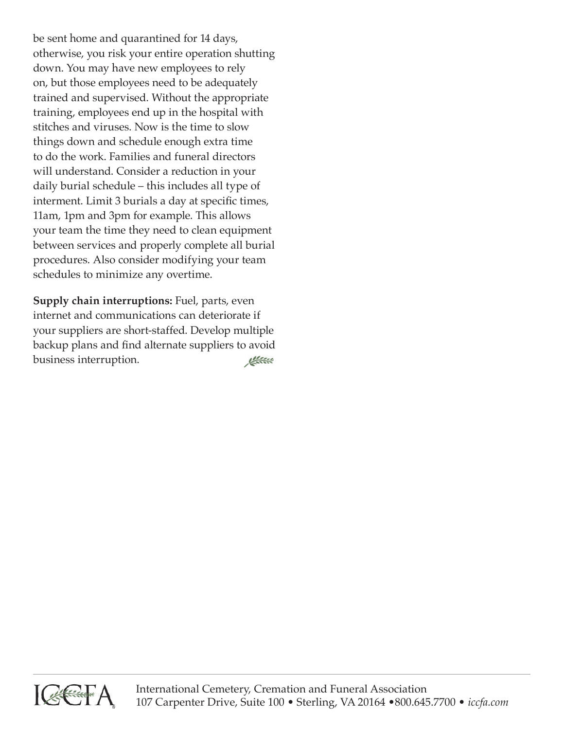be sent home and quarantined for 14 days, otherwise, you risk your entire operation shutting down. You may have new employees to rely on, but those employees need to be adequately trained and supervised. Without the appropriate training, employees end up in the hospital with stitches and viruses. Now is the time to slow things down and schedule enough extra time to do the work. Families and funeral directors will understand. Consider a reduction in your daily burial schedule – this includes all type of interment. Limit 3 burials a day at specific times, 11am, 1pm and 3pm for example. This allows your team the time they need to clean equipment between services and properly complete all burial procedures. Also consider modifying your team schedules to minimize any overtime.

**Supply chain interruptions:** Fuel, parts, even internet and communications can deteriorate if your suppliers are short-staffed. Develop multiple backup plans and find alternate suppliers to avoid business interruption.

International Cemetery, Cremation and Funeral Association
107 Carpenter Drive, Suite 100 • Sterling, VA 20164 •800.645.7700 • *iccfa.com*